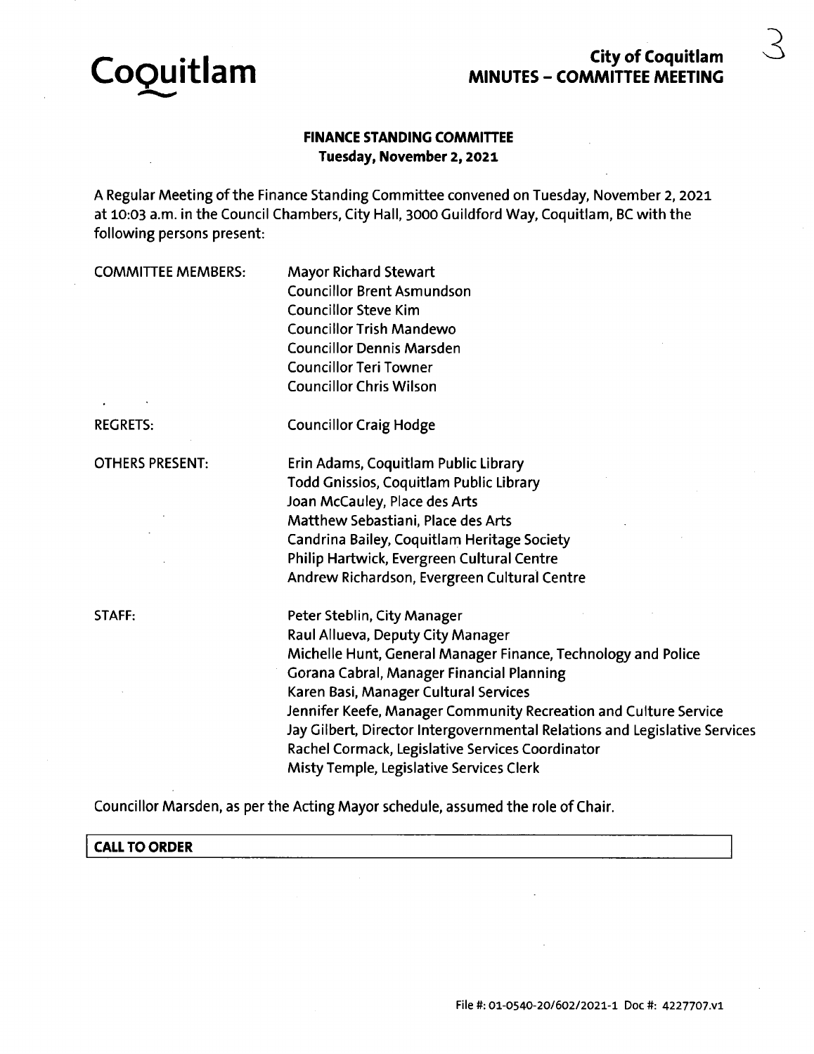Coquitlam

**City of Coquitlam**
**MINUTES – COMMITTEE MEETING**

**FINANCE STANDING COMMITTEE**
**Tuesday, November 2, 2021**

A Regular Meeting of the Finance Standing Committee convened on Tuesday, November 2, 2021 at 10:03 a.m. in the Council Chambers, City Hall, 3000 Guildford Way, Coquitlam, BC with the following persons present:

| | |
|---|---|
| COMMITTEE MEMBERS: | Mayor Richard Stewart<br>Councillor Brent Asmundson<br>Councillor Steve Kim<br>Councillor Trish Mandewo<br>Councillor Dennis Marsden<br>Councillor Teri Towner<br>Councillor Chris Wilson |
| REGRETS: | Councillor Craig Hodge |
| OTHERS PRESENT: | Erin Adams, Coquitlam Public Library<br>Todd Gnissios, Coquitlam Public Library<br>Joan McCauley, Place des Arts<br>Matthew Sebastiani, Place des Arts<br>Candrina Bailey, Coquitlam Heritage Society<br>Philip Hartwick, Evergreen Cultural Centre<br>Andrew Richardson, Evergreen Cultural Centre |
| STAFF: | Peter Steblin, City Manager<br>Raul Allueva, Deputy City Manager<br>Michelle Hunt, General Manager Finance, Technology and Police<br>Gorana Cabral, Manager Financial Planning<br>Karen Basi, Manager Cultural Services<br>Jennifer Keefe, Manager Community Recreation and Culture Service<br>Jay Gilbert, Director Intergovernmental Relations and Legislative Services<br>Rachel Cormack, Legislative Services Coordinator<br>Misty Temple, Legislative Services Clerk |

Councillor Marsden, as per the Acting Mayor schedule, assumed the role of Chair.

## CALL TO ORDER

File #: 01-0540-20/602/2021-1 Doc #: 4227707.v1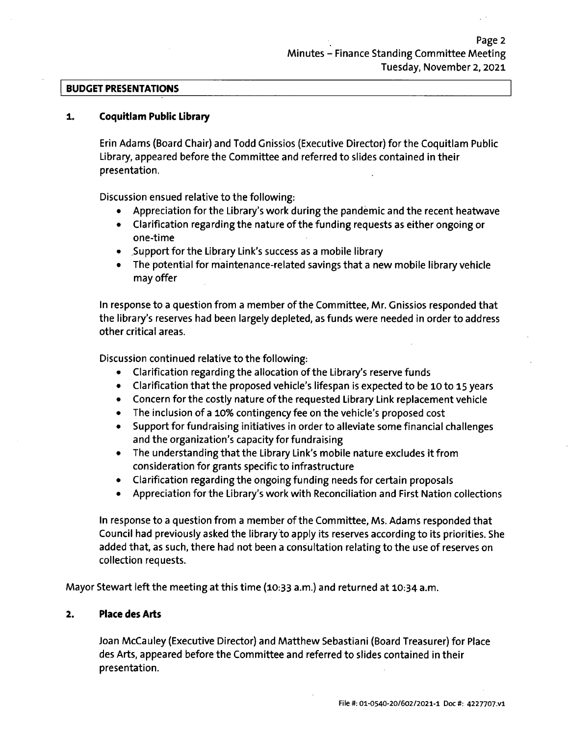## BUDGET PRESENTATIONS

### 1. Coquitlam Public Library

Erin Adams (Board Chair) and Todd Gnissios (Executive Director) for the Coquitlam Public Library, appeared before the Committee and referred to slides contained in their presentation.

Discussion ensued relative to the following:

- Appreciation for the Library's work during the pandemic and the recent heatwave
- Clarification regarding the nature of the funding requests as either ongoing or one-time
- Support for the Library Link's success as a mobile library
- The potential for maintenance-related savings that a new mobile library vehicle may offer

In response to a question from a member of the Committee, Mr. Gnissios responded that the library's reserves had been largely depleted, as funds were needed in order to address other critical areas.

Discussion continued relative to the following:

- Clarification regarding the allocation of the Library's reserve funds
- Clarification that the proposed vehicle's lifespan is expected to be 10 to 15 years
- Concern for the costly nature of the requested Library Link replacement vehicle
- The inclusion of a 10% contingency fee on the vehicle's proposed cost
- Support for fundraising initiatives in order to alleviate some financial challenges and the organization's capacity for fundraising
- The understanding that the Library Link's mobile nature excludes it from consideration for grants specific to infrastructure
- Clarification regarding the ongoing funding needs for certain proposals
- Appreciation for the Library's work with Reconciliation and First Nation collections

In response to a question from a member of the Committee, Ms. Adams responded that Council had previously asked the library to apply its reserves according to its priorities. She added that, as such, there had not been a consultation relating to the use of reserves on collection requests.

Mayor Stewart left the meeting at this time (10:33 a.m.) and returned at 10:34 a.m.

### 2. Place des Arts

Joan McCauley (Executive Director) and Matthew Sebastiani (Board Treasurer) for Place des Arts, appeared before the Committee and referred to slides contained in their presentation.

File #: 01-0540-20/602/2021-1 Doc #: 4227707.v1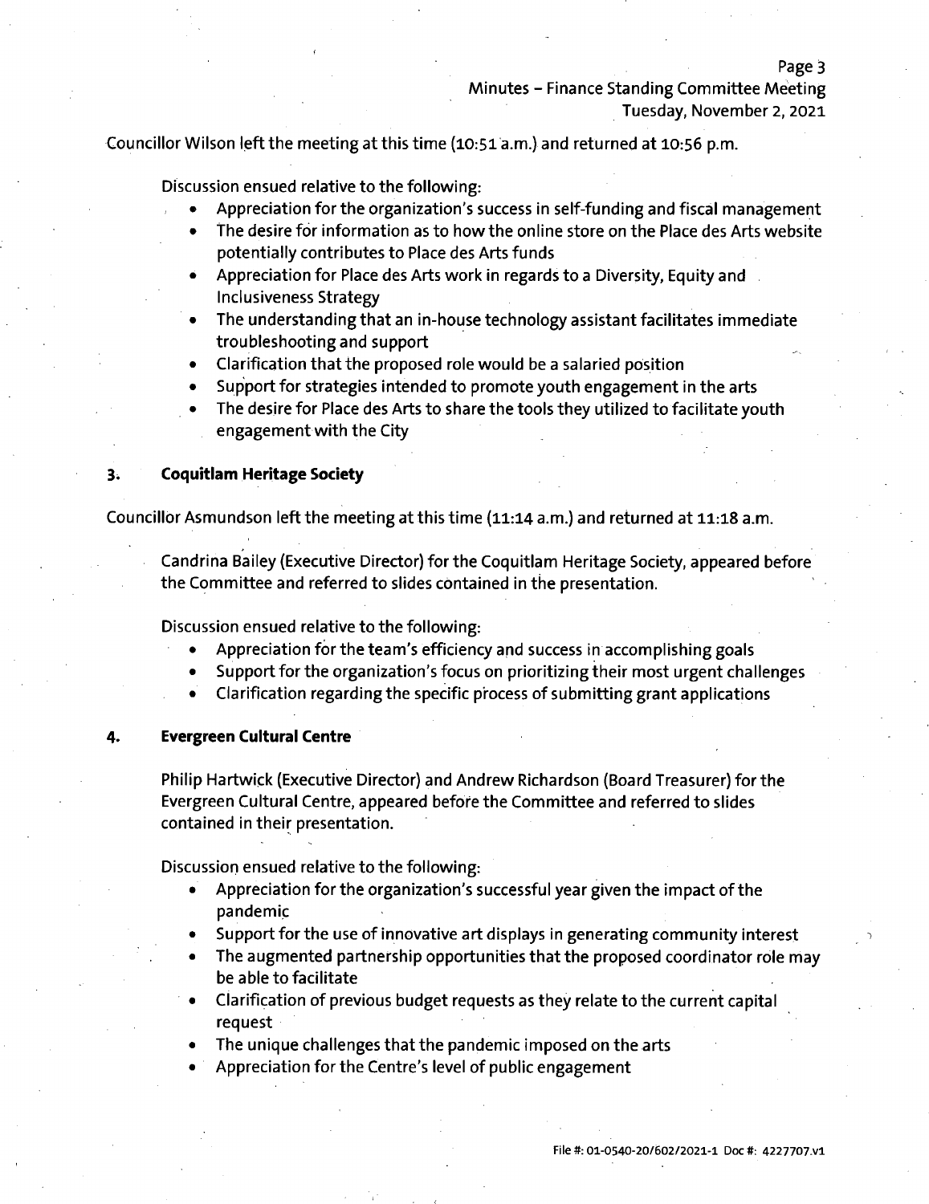Councillor Wilson left the meeting at this time (10:51 a.m.) and returned at 10:56 p.m.

Discussion ensued relative to the following:

- Appreciation for the organization's success in self-funding and fiscal management
- The desire for information as to how the online store on the Place des Arts website potentially contributes to Place des Arts funds
- Appreciation for Place des Arts work in regards to a Diversity, Equity and Inclusiveness Strategy
- The understanding that an in-house technology assistant facilitates immediate troubleshooting and support
- Clarification that the proposed role would be a salaried position
- Support for strategies intended to promote youth engagement in the arts
- The desire for Place des Arts to share the tools they utilized to facilitate youth engagement with the City

## 3. Coquitlam Heritage Society

Councillor Asmundson left the meeting at this time (11:14 a.m.) and returned at 11:18 a.m.

Candrina Bailey (Executive Director) for the Coquitlam Heritage Society, appeared before the Committee and referred to slides contained in the presentation.

Discussion ensued relative to the following:

- Appreciation for the team's efficiency and success in accomplishing goals
- Support for the organization's focus on prioritizing their most urgent challenges
- Clarification regarding the specific process of submitting grant applications

## 4. Evergreen Cultural Centre

Philip Hartwick (Executive Director) and Andrew Richardson (Board Treasurer) for the Evergreen Cultural Centre, appeared before the Committee and referred to slides contained in their presentation.

Discussion ensued relative to the following:

- Appreciation for the organization's successful year given the impact of the pandemic
- Support for the use of innovative art displays in generating community interest
- The augmented partnership opportunities that the proposed coordinator role may be able to facilitate
- Clarification of previous budget requests as they relate to the current capital request
- The unique challenges that the pandemic imposed on the arts
- Appreciation for the Centre's level of public engagement

File #: 01-0540-20/602/2021-1 Doc #: 4227707.v1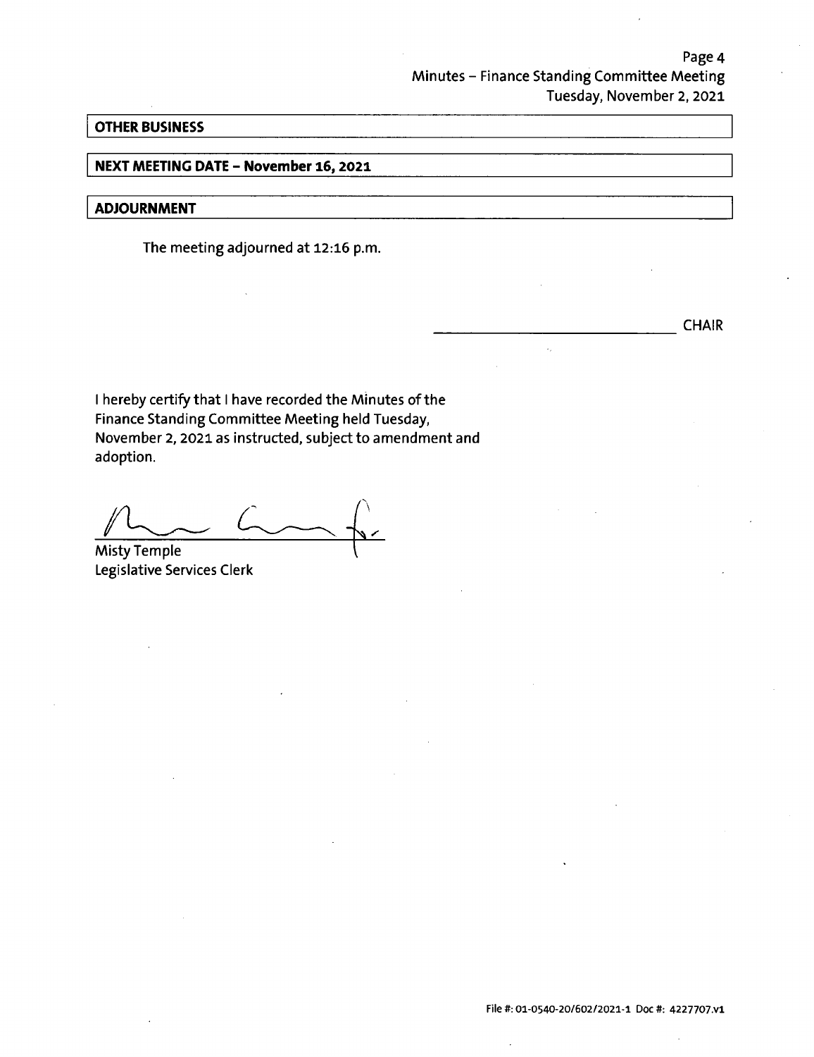## OTHER BUSINESS

## NEXT MEETING DATE – November 16, 2021

## ADJOURNMENT

The meeting adjourned at 12:16 p.m.

\_\_\_\_\_\_\_\_\_\_\_\_\_\_\_\_\_\_\_\_\_\_\_\_\_\_\_\_\_\_ CHAIR

I hereby certify that I have recorded the Minutes of the Finance Standing Committee Meeting held Tuesday, November 2, 2021 as instructed, subject to amendment and adoption.

Misty Temple
Legislative Services Clerk

File #: 01-0540-20/602/2021-1 Doc #: 4227707.v1